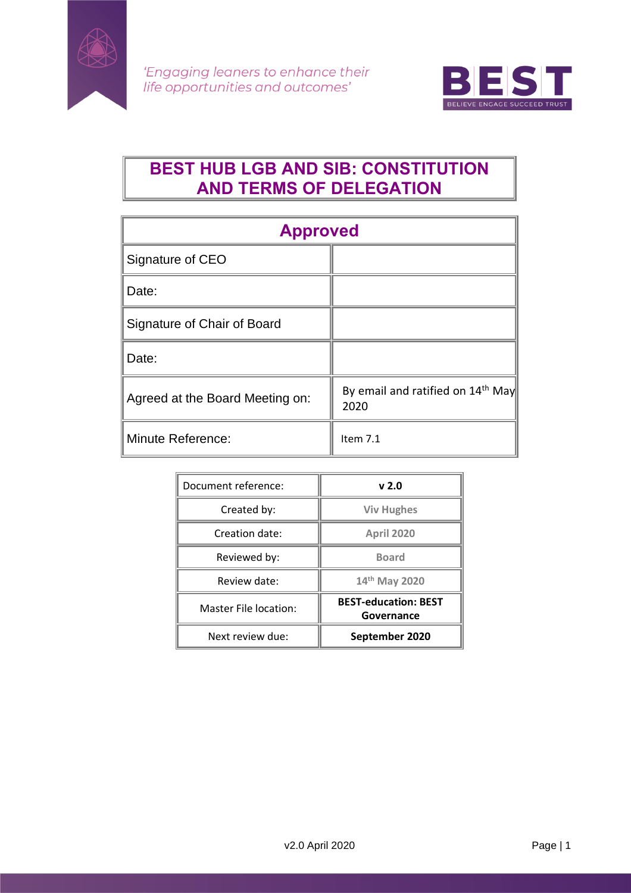*'Engaging leaners to enhance their life opportunities and outcomes'*

BEST
BELIEVE ENGAGE SUCCEED TRUST

# BEST HUB LGB AND SIB: CONSTITUTION AND TERMS OF DELEGATION

| Approved | |
|---|---|
| Signature of CEO | |
| Date: | |
| Signature of Chair of Board | |
| Date: | |
| Agreed at the Board Meeting on: | By email and ratified on 14th May 2020 |
| Minute Reference: | Item 7.1 |

| Document reference: | **v 2.0** |
|---|---|
| Created by: | **Viv Hughes** |
| Creation date: | **April 2020** |
| Reviewed by: | **Board** |
| Review date: | **14th May 2020** |
| Master File location: | **BEST-education: BEST Governance** |
| Next review due: | **September 2020** |

v2.0 April 2020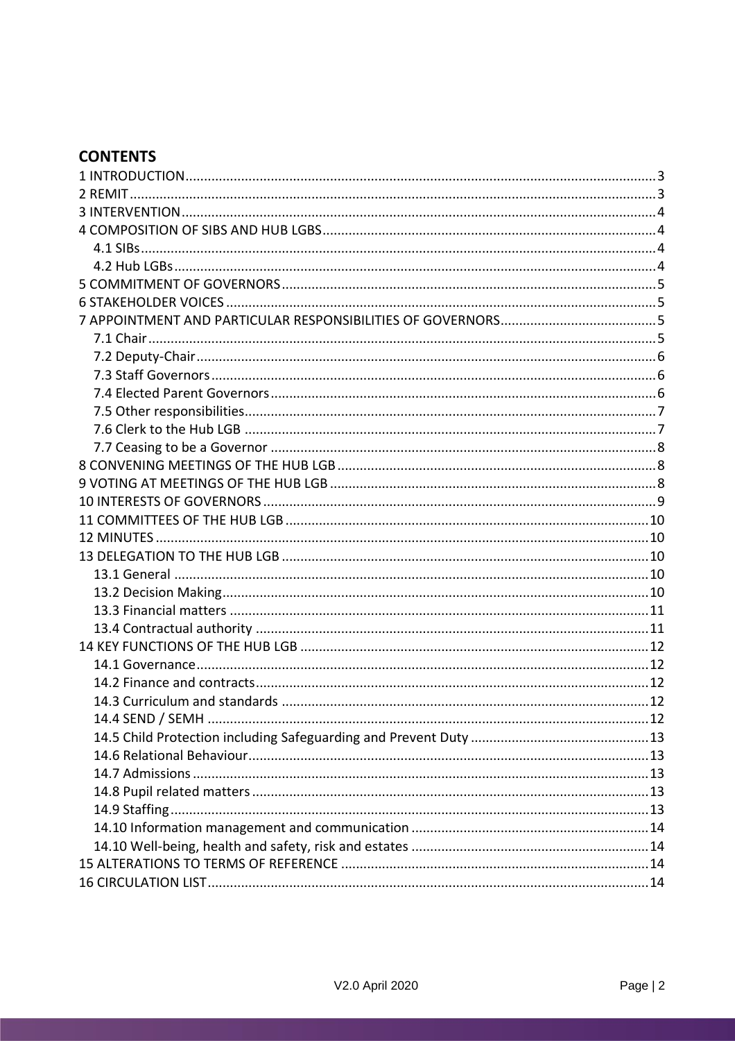## CONTENTS

1 INTRODUCTION.....3
2 REMIT.....3
3 INTERVENTION.....4
4 COMPOSITION OF SIBS AND HUB LGBS.....4
  4.1 SIBs.....4
  4.2 Hub LGBs.....4
5 COMMITMENT OF GOVERNORS.....5
6 STAKEHOLDER VOICES.....5
7 APPOINTMENT AND PARTICULAR RESPONSIBILITIES OF GOVERNORS.....5
  7.1 Chair.....5
  7.2 Deputy-Chair.....6
  7.3 Staff Governors.....6
  7.4 Elected Parent Governors.....6
  7.5 Other responsibilities.....7
  7.6 Clerk to the Hub LGB.....7
  7.7 Ceasing to be a Governor.....8
8 CONVENING MEETINGS OF THE HUB LGB.....8
9 VOTING AT MEETINGS OF THE HUB LGB.....8
10 INTERESTS OF GOVERNORS.....9
11 COMMITTEES OF THE HUB LGB.....10
12 MINUTES.....10
13 DELEGATION TO THE HUB LGB.....10
  13.1 General.....10
  13.2 Decision Making.....10
  13.3 Financial matters.....11
  13.4 Contractual authority.....11
14 KEY FUNCTIONS OF THE HUB LGB.....12
  14.1 Governance.....12
  14.2 Finance and contracts.....12
  14.3 Curriculum and standards.....12
  14.4 SEND / SEMH.....12
  14.5 Child Protection including Safeguarding and Prevent Duty.....13
  14.6 Relational Behaviour.....13
  14.7 Admissions.....13
  14.8 Pupil related matters.....13
  14.9 Staffing.....13
  14.10 Information management and communication.....14
  14.10 Well-being, health and safety, risk and estates.....14
15 ALTERATIONS TO TERMS OF REFERENCE.....14
16 CIRCULATION LIST.....14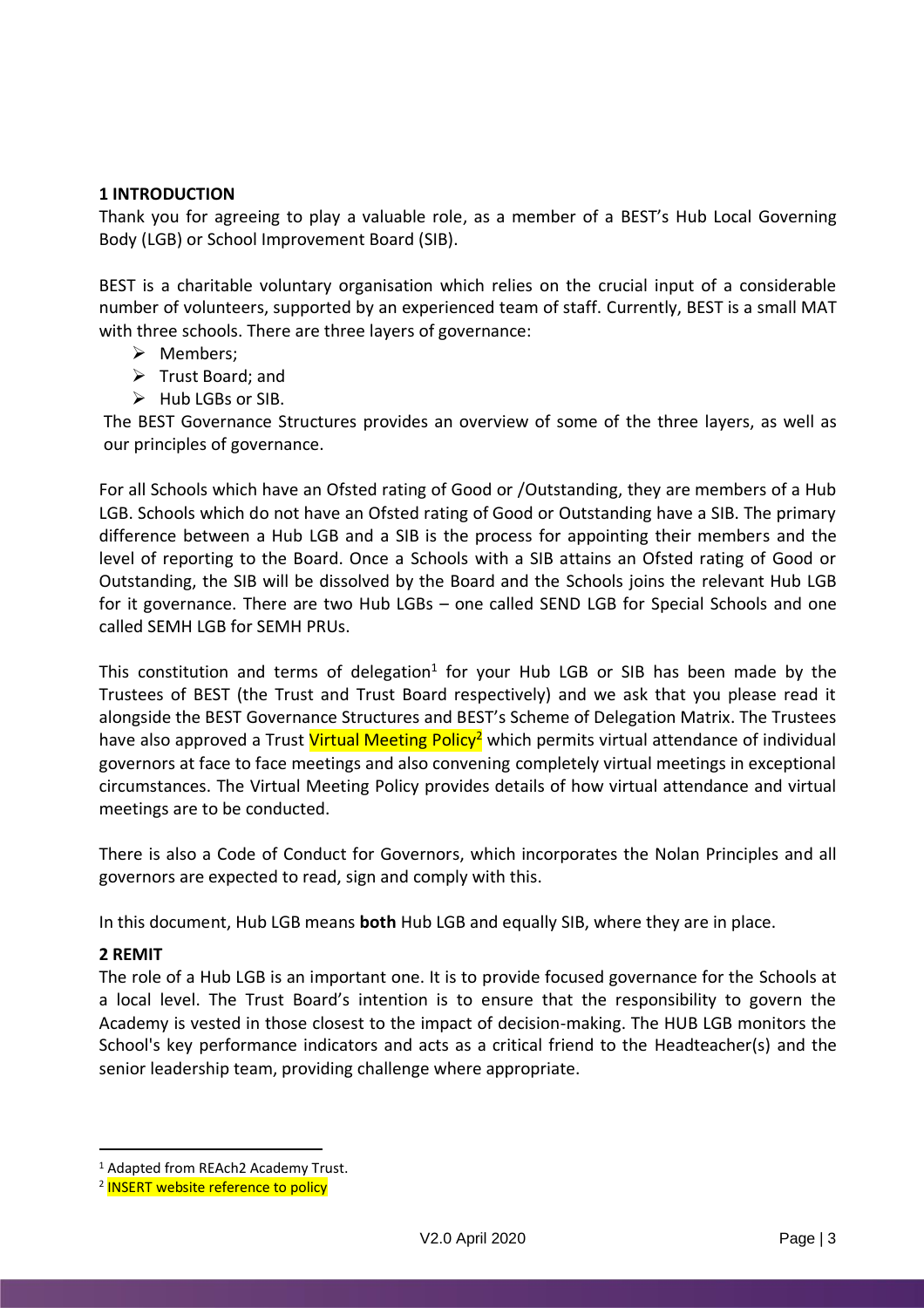## 1 INTRODUCTION

Thank you for agreeing to play a valuable role, as a member of a BEST's Hub Local Governing Body (LGB) or School Improvement Board (SIB).

BEST is a charitable voluntary organisation which relies on the crucial input of a considerable number of volunteers, supported by an experienced team of staff. Currently, BEST is a small MAT with three schools. There are three layers of governance:

- Members;
- Trust Board; and
- Hub LGBs or SIB.

The BEST Governance Structures provides an overview of some of the three layers, as well as our principles of governance.

For all Schools which have an Ofsted rating of Good or /Outstanding, they are members of a Hub LGB. Schools which do not have an Ofsted rating of Good or Outstanding have a SIB. The primary difference between a Hub LGB and a SIB is the process for appointing their members and the level of reporting to the Board. Once a Schools with a SIB attains an Ofsted rating of Good or Outstanding, the SIB will be dissolved by the Board and the Schools joins the relevant Hub LGB for it governance. There are two Hub LGBs – one called SEND LGB for Special Schools and one called SEMH LGB for SEMH PRUs.

This constitution and terms of delegation[1] for your Hub LGB or SIB has been made by the Trustees of BEST (the Trust and Trust Board respectively) and we ask that you please read it alongside the BEST Governance Structures and BEST's Scheme of Delegation Matrix. The Trustees have also approved a Trust Virtual Meeting Policy[2] which permits virtual attendance of individual governors at face to face meetings and also convening completely virtual meetings in exceptional circumstances. The Virtual Meeting Policy provides details of how virtual attendance and virtual meetings are to be conducted.

There is also a Code of Conduct for Governors, which incorporates the Nolan Principles and all governors are expected to read, sign and comply with this.

In this document, Hub LGB means **both** Hub LGB and equally SIB, where they are in place.

## 2 REMIT

The role of a Hub LGB is an important one. It is to provide focused governance for the Schools at a local level. The Trust Board's intention is to ensure that the responsibility to govern the Academy is vested in those closest to the impact of decision-making. The HUB LGB monitors the School's key performance indicators and acts as a critical friend to the Headteacher(s) and the senior leadership team, providing challenge where appropriate.

---

[1] Adapted from REAch2 Academy Trust.

[2] INSERT website reference to policy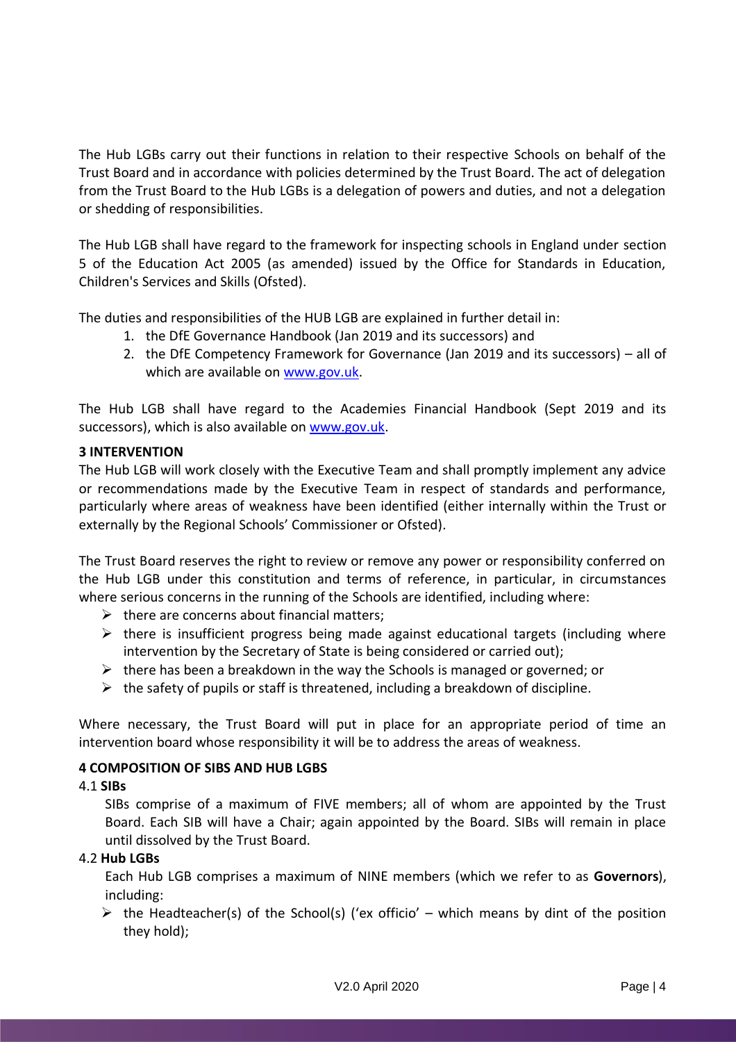The Hub LGBs carry out their functions in relation to their respective Schools on behalf of the Trust Board and in accordance with policies determined by the Trust Board. The act of delegation from the Trust Board to the Hub LGBs is a delegation of powers and duties, and not a delegation or shedding of responsibilities.

The Hub LGB shall have regard to the framework for inspecting schools in England under section 5 of the Education Act 2005 (as amended) issued by the Office for Standards in Education, Children's Services and Skills (Ofsted).

The duties and responsibilities of the HUB LGB are explained in further detail in:

1. the DfE Governance Handbook (Jan 2019 and its successors) and
2. the DfE Competency Framework for Governance (Jan 2019 and its successors) – all of which are available on [www.gov.uk](www.gov.uk).

The Hub LGB shall have regard to the Academies Financial Handbook (Sept 2019 and its successors), which is also available on [www.gov.uk](www.gov.uk).

## 3 INTERVENTION

The Hub LGB will work closely with the Executive Team and shall promptly implement any advice or recommendations made by the Executive Team in respect of standards and performance, particularly where areas of weakness have been identified (either internally within the Trust or externally by the Regional Schools' Commissioner or Ofsted).

The Trust Board reserves the right to review or remove any power or responsibility conferred on the Hub LGB under this constitution and terms of reference, in particular, in circumstances where serious concerns in the running of the Schools are identified, including where:

- there are concerns about financial matters;
- there is insufficient progress being made against educational targets (including where intervention by the Secretary of State is being considered or carried out);
- there has been a breakdown in the way the Schools is managed or governed; or
- the safety of pupils or staff is threatened, including a breakdown of discipline.

Where necessary, the Trust Board will put in place for an appropriate period of time an intervention board whose responsibility it will be to address the areas of weakness.

## 4 COMPOSITION OF SIBS AND HUB LGBS

### 4.1 **SIBs**

SIBs comprise of a maximum of FIVE members; all of whom are appointed by the Trust Board. Each SIB will have a Chair; again appointed by the Board. SIBs will remain in place until dissolved by the Trust Board.

### 4.2 **Hub LGBs**

Each Hub LGB comprises a maximum of NINE members (which we refer to as **Governors**), including:

- the Headteacher(s) of the School(s) ('ex officio' – which means by dint of the position they hold);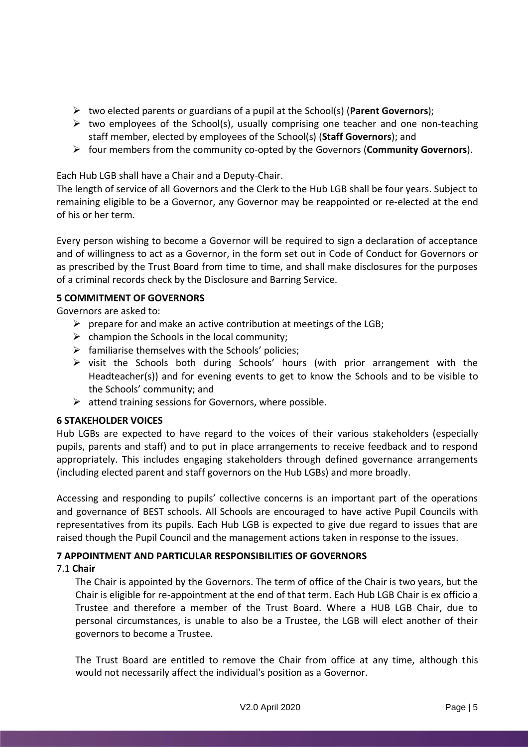- two elected parents or guardians of a pupil at the School(s) (**Parent Governors**);
- two employees of the School(s), usually comprising one teacher and one non-teaching staff member, elected by employees of the School(s) (**Staff Governors**); and
- four members from the community co-opted by the Governors (**Community Governors**).

Each Hub LGB shall have a Chair and a Deputy-Chair.
The length of service of all Governors and the Clerk to the Hub LGB shall be four years. Subject to remaining eligible to be a Governor, any Governor may be reappointed or re-elected at the end of his or her term.

Every person wishing to become a Governor will be required to sign a declaration of acceptance and of willingness to act as a Governor, in the form set out in Code of Conduct for Governors or as prescribed by the Trust Board from time to time, and shall make disclosures for the purposes of a criminal records check by the Disclosure and Barring Service.

### 5 COMMITMENT OF GOVERNORS

Governors are asked to:

- prepare for and make an active contribution at meetings of the LGB;
- champion the Schools in the local community;
- familiarise themselves with the Schools' policies;
- visit the Schools both during Schools' hours (with prior arrangement with the Headteacher(s)) and for evening events to get to know the Schools and to be visible to the Schools' community; and
- attend training sessions for Governors, where possible.

### 6 STAKEHOLDER VOICES

Hub LGBs are expected to have regard to the voices of their various stakeholders (especially pupils, parents and staff) and to put in place arrangements to receive feedback and to respond appropriately. This includes engaging stakeholders through defined governance arrangements (including elected parent and staff governors on the Hub LGBs) and more broadly.

Accessing and responding to pupils' collective concerns is an important part of the operations and governance of BEST schools. All Schools are encouraged to have active Pupil Councils with representatives from its pupils. Each Hub LGB is expected to give due regard to issues that are raised though the Pupil Council and the management actions taken in response to the issues.

### 7 APPOINTMENT AND PARTICULAR RESPONSIBILITIES OF GOVERNORS

#### 7.1 Chair

The Chair is appointed by the Governors. The term of office of the Chair is two years, but the Chair is eligible for re-appointment at the end of that term. Each Hub LGB Chair is ex officio a Trustee and therefore a member of the Trust Board. Where a HUB LGB Chair, due to personal circumstances, is unable to also be a Trustee, the LGB will elect another of their governors to become a Trustee.

The Trust Board are entitled to remove the Chair from office at any time, although this would not necessarily affect the individual's position as a Governor.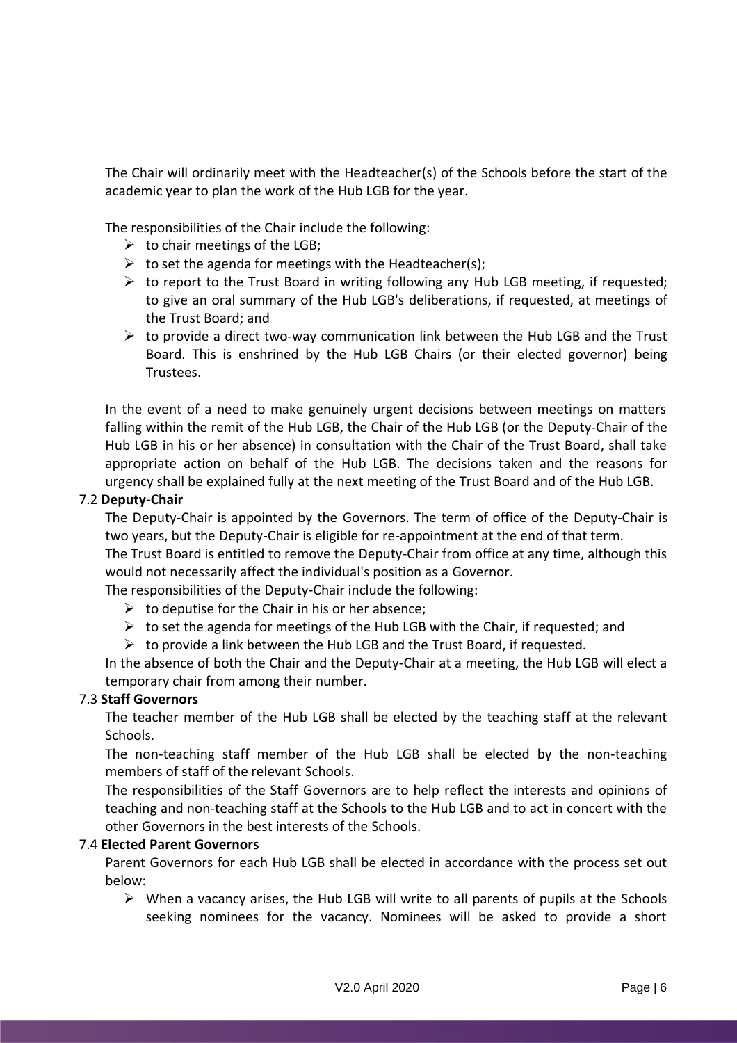The Chair will ordinarily meet with the Headteacher(s) of the Schools before the start of the academic year to plan the work of the Hub LGB for the year.

The responsibilities of the Chair include the following:

- to chair meetings of the LGB;
- to set the agenda for meetings with the Headteacher(s);
- to report to the Trust Board in writing following any Hub LGB meeting, if requested; to give an oral summary of the Hub LGB's deliberations, if requested, at meetings of the Trust Board; and
- to provide a direct two-way communication link between the Hub LGB and the Trust Board. This is enshrined by the Hub LGB Chairs (or their elected governor) being Trustees.

In the event of a need to make genuinely urgent decisions between meetings on matters falling within the remit of the Hub LGB, the Chair of the Hub LGB (or the Deputy-Chair of the Hub LGB in his or her absence) in consultation with the Chair of the Trust Board, shall take appropriate action on behalf of the Hub LGB. The decisions taken and the reasons for urgency shall be explained fully at the next meeting of the Trust Board and of the Hub LGB.

7.2 **Deputy-Chair**

The Deputy-Chair is appointed by the Governors. The term of office of the Deputy-Chair is two years, but the Deputy-Chair is eligible for re-appointment at the end of that term.

The Trust Board is entitled to remove the Deputy-Chair from office at any time, although this would not necessarily affect the individual's position as a Governor.

The responsibilities of the Deputy-Chair include the following:

- to deputise for the Chair in his or her absence;
- to set the agenda for meetings of the Hub LGB with the Chair, if requested; and
- to provide a link between the Hub LGB and the Trust Board, if requested.

In the absence of both the Chair and the Deputy-Chair at a meeting, the Hub LGB will elect a temporary chair from among their number.

7.3 **Staff Governors**

The teacher member of the Hub LGB shall be elected by the teaching staff at the relevant Schools.

The non-teaching staff member of the Hub LGB shall be elected by the non-teaching members of staff of the relevant Schools.

The responsibilities of the Staff Governors are to help reflect the interests and opinions of teaching and non-teaching staff at the Schools to the Hub LGB and to act in concert with the other Governors in the best interests of the Schools.

7.4 **Elected Parent Governors**

Parent Governors for each Hub LGB shall be elected in accordance with the process set out below:

- When a vacancy arises, the Hub LGB will write to all parents of pupils at the Schools seeking nominees for the vacancy. Nominees will be asked to provide a short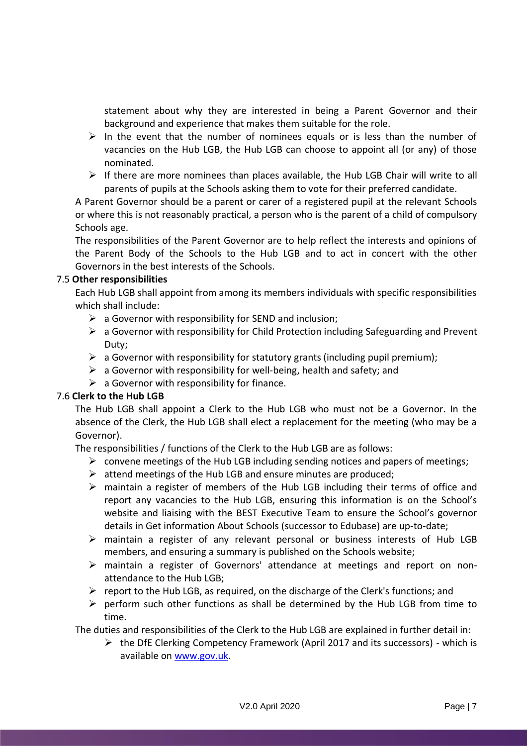statement about why they are interested in being a Parent Governor and their background and experience that makes them suitable for the role.

- In the event that the number of nominees equals or is less than the number of vacancies on the Hub LGB, the Hub LGB can choose to appoint all (or any) of those nominated.
- If there are more nominees than places available, the Hub LGB Chair will write to all parents of pupils at the Schools asking them to vote for their preferred candidate.

A Parent Governor should be a parent or carer of a registered pupil at the relevant Schools or where this is not reasonably practical, a person who is the parent of a child of compulsory Schools age.

The responsibilities of the Parent Governor are to help reflect the interests and opinions of the Parent Body of the Schools to the Hub LGB and to act in concert with the other Governors in the best interests of the Schools.

7.5 **Other responsibilities**

Each Hub LGB shall appoint from among its members individuals with specific responsibilities which shall include:

- a Governor with responsibility for SEND and inclusion;
- a Governor with responsibility for Child Protection including Safeguarding and Prevent Duty;
- a Governor with responsibility for statutory grants (including pupil premium);
- a Governor with responsibility for well-being, health and safety; and
- a Governor with responsibility for finance.

7.6 **Clerk to the Hub LGB**

The Hub LGB shall appoint a Clerk to the Hub LGB who must not be a Governor. In the absence of the Clerk, the Hub LGB shall elect a replacement for the meeting (who may be a Governor).

The responsibilities / functions of the Clerk to the Hub LGB are as follows:

- convene meetings of the Hub LGB including sending notices and papers of meetings;
- attend meetings of the Hub LGB and ensure minutes are produced;
- maintain a register of members of the Hub LGB including their terms of office and report any vacancies to the Hub LGB, ensuring this information is on the School's website and liaising with the BEST Executive Team to ensure the School's governor details in Get information About Schools (successor to Edubase) are up-to-date;
- maintain a register of any relevant personal or business interests of Hub LGB members, and ensuring a summary is published on the Schools website;
- maintain a register of Governors' attendance at meetings and report on non-attendance to the Hub LGB;
- report to the Hub LGB, as required, on the discharge of the Clerk's functions; and
- perform such other functions as shall be determined by the Hub LGB from time to time.

The duties and responsibilities of the Clerk to the Hub LGB are explained in further detail in:

- the DfE Clerking Competency Framework (April 2017 and its successors) - which is available on [www.gov.uk](www.gov.uk).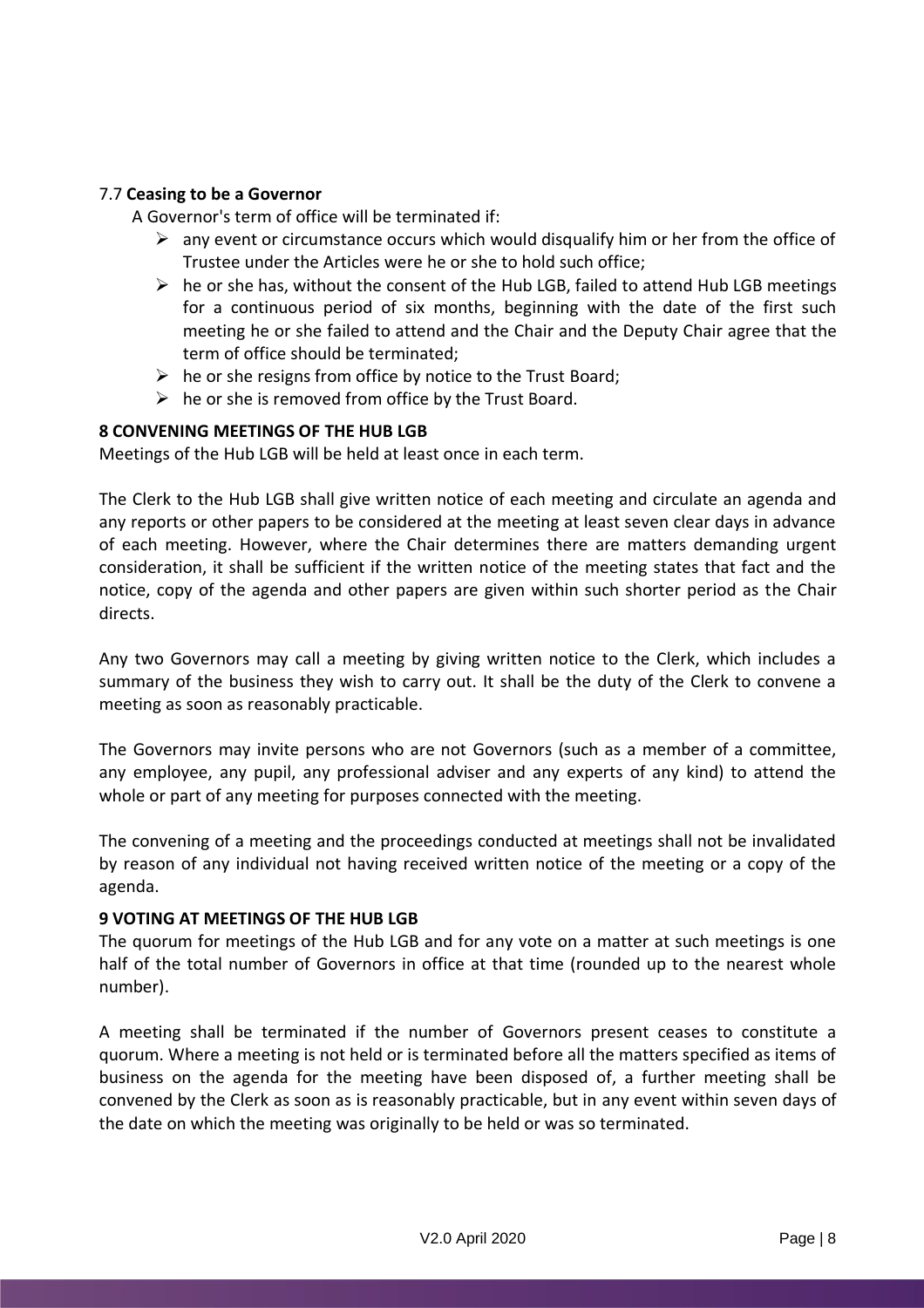### 7.7 **Ceasing to be a Governor**

A Governor's term of office will be terminated if:

- any event or circumstance occurs which would disqualify him or her from the office of Trustee under the Articles were he or she to hold such office;
- he or she has, without the consent of the Hub LGB, failed to attend Hub LGB meetings for a continuous period of six months, beginning with the date of the first such meeting he or she failed to attend and the Chair and the Deputy Chair agree that the term of office should be terminated;
- he or she resigns from office by notice to the Trust Board;
- he or she is removed from office by the Trust Board.

## 8 CONVENING MEETINGS OF THE HUB LGB

Meetings of the Hub LGB will be held at least once in each term.

The Clerk to the Hub LGB shall give written notice of each meeting and circulate an agenda and any reports or other papers to be considered at the meeting at least seven clear days in advance of each meeting. However, where the Chair determines there are matters demanding urgent consideration, it shall be sufficient if the written notice of the meeting states that fact and the notice, copy of the agenda and other papers are given within such shorter period as the Chair directs.

Any two Governors may call a meeting by giving written notice to the Clerk, which includes a summary of the business they wish to carry out. It shall be the duty of the Clerk to convene a meeting as soon as reasonably practicable.

The Governors may invite persons who are not Governors (such as a member of a committee, any employee, any pupil, any professional adviser and any experts of any kind) to attend the whole or part of any meeting for purposes connected with the meeting.

The convening of a meeting and the proceedings conducted at meetings shall not be invalidated by reason of any individual not having received written notice of the meeting or a copy of the agenda.

## 9 VOTING AT MEETINGS OF THE HUB LGB

The quorum for meetings of the Hub LGB and for any vote on a matter at such meetings is one half of the total number of Governors in office at that time (rounded up to the nearest whole number).

A meeting shall be terminated if the number of Governors present ceases to constitute a quorum. Where a meeting is not held or is terminated before all the matters specified as items of business on the agenda for the meeting have been disposed of, a further meeting shall be convened by the Clerk as soon as is reasonably practicable, but in any event within seven days of the date on which the meeting was originally to be held or was so terminated.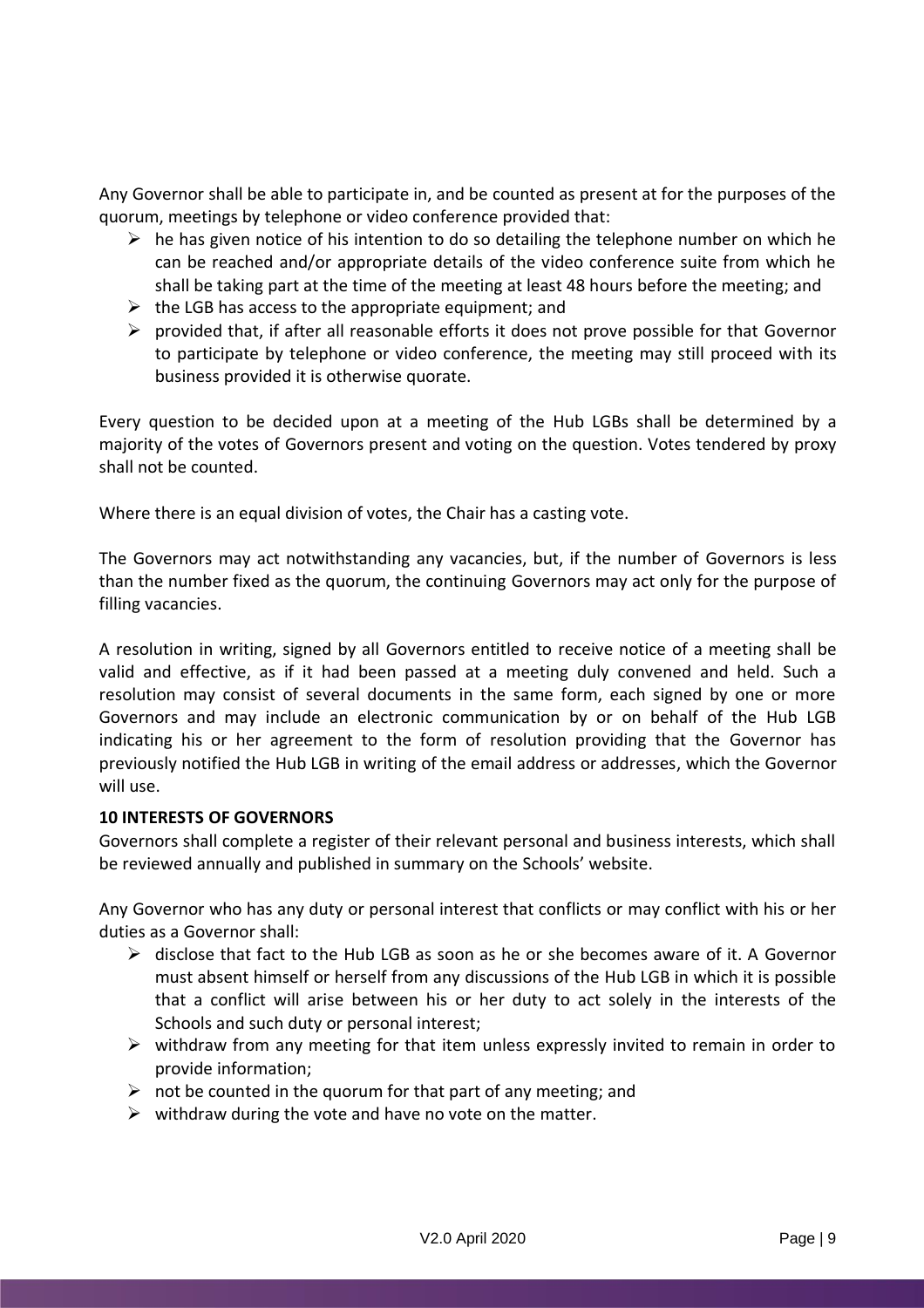Any Governor shall be able to participate in, and be counted as present at for the purposes of the quorum, meetings by telephone or video conference provided that:

- he has given notice of his intention to do so detailing the telephone number on which he can be reached and/or appropriate details of the video conference suite from which he shall be taking part at the time of the meeting at least 48 hours before the meeting; and
- the LGB has access to the appropriate equipment; and
- provided that, if after all reasonable efforts it does not prove possible for that Governor to participate by telephone or video conference, the meeting may still proceed with its business provided it is otherwise quorate.

Every question to be decided upon at a meeting of the Hub LGBs shall be determined by a majority of the votes of Governors present and voting on the question. Votes tendered by proxy shall not be counted.

Where there is an equal division of votes, the Chair has a casting vote.

The Governors may act notwithstanding any vacancies, but, if the number of Governors is less than the number fixed as the quorum, the continuing Governors may act only for the purpose of filling vacancies.

A resolution in writing, signed by all Governors entitled to receive notice of a meeting shall be valid and effective, as if it had been passed at a meeting duly convened and held. Such a resolution may consist of several documents in the same form, each signed by one or more Governors and may include an electronic communication by or on behalf of the Hub LGB indicating his or her agreement to the form of resolution providing that the Governor has previously notified the Hub LGB in writing of the email address or addresses, which the Governor will use.

**10 INTERESTS OF GOVERNORS**

Governors shall complete a register of their relevant personal and business interests, which shall be reviewed annually and published in summary on the Schools' website.

Any Governor who has any duty or personal interest that conflicts or may conflict with his or her duties as a Governor shall:

- disclose that fact to the Hub LGB as soon as he or she becomes aware of it. A Governor must absent himself or herself from any discussions of the Hub LGB in which it is possible that a conflict will arise between his or her duty to act solely in the interests of the Schools and such duty or personal interest;
- withdraw from any meeting for that item unless expressly invited to remain in order to provide information;
- not be counted in the quorum for that part of any meeting; and
- withdraw during the vote and have no vote on the matter.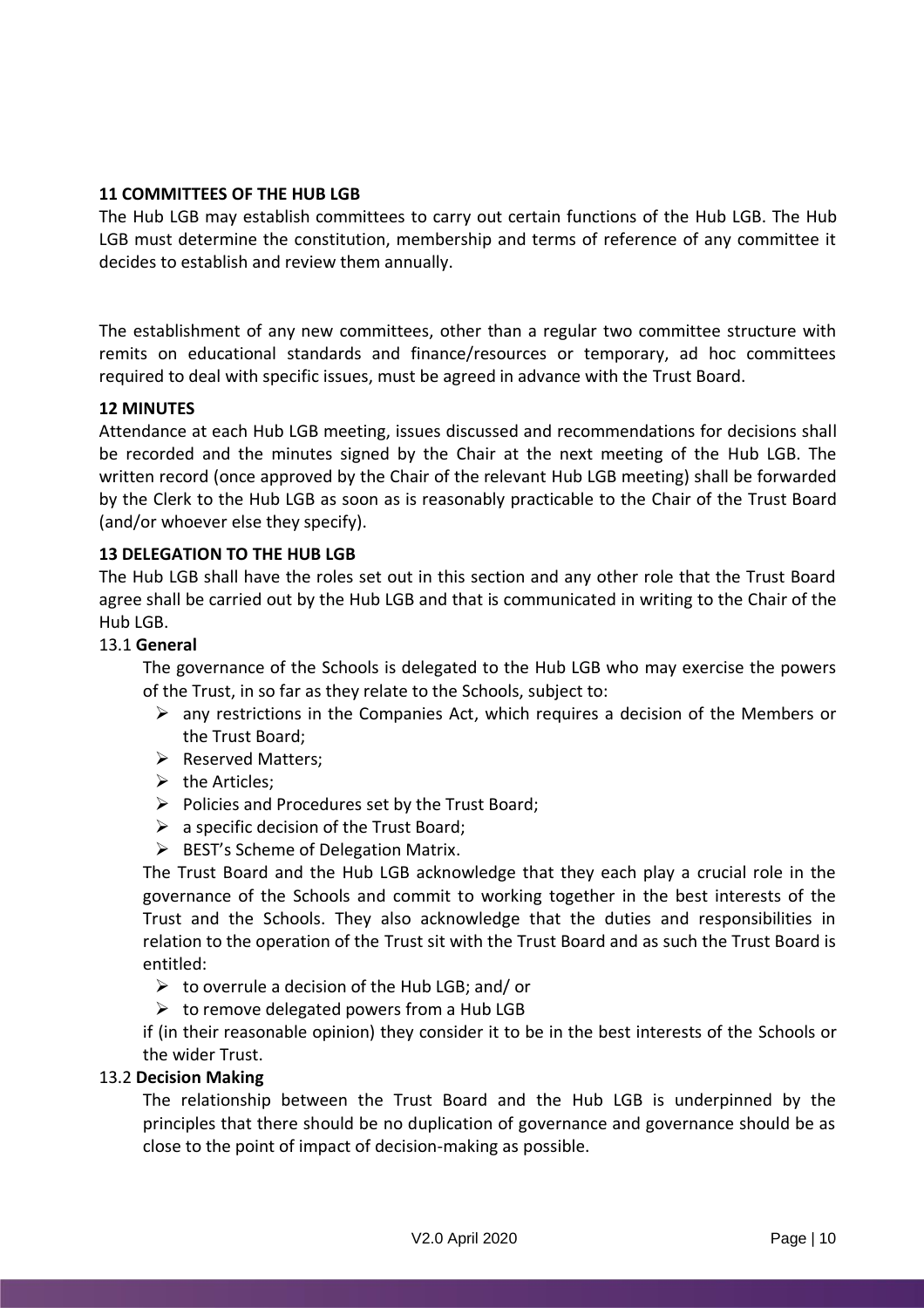### 11 COMMITTEES OF THE HUB LGB

The Hub LGB may establish committees to carry out certain functions of the Hub LGB. The Hub LGB must determine the constitution, membership and terms of reference of any committee it decides to establish and review them annually.

The establishment of any new committees, other than a regular two committee structure with remits on educational standards and finance/resources or temporary, ad hoc committees required to deal with specific issues, must be agreed in advance with the Trust Board.

### 12 MINUTES

Attendance at each Hub LGB meeting, issues discussed and recommendations for decisions shall be recorded and the minutes signed by the Chair at the next meeting of the Hub LGB. The written record (once approved by the Chair of the relevant Hub LGB meeting) shall be forwarded by the Clerk to the Hub LGB as soon as is reasonably practicable to the Chair of the Trust Board (and/or whoever else they specify).

### 13 DELEGATION TO THE HUB LGB

The Hub LGB shall have the roles set out in this section and any other role that the Trust Board agree shall be carried out by the Hub LGB and that is communicated in writing to the Chair of the Hub LGB.

#### 13.1 General

The governance of the Schools is delegated to the Hub LGB who may exercise the powers of the Trust, in so far as they relate to the Schools, subject to:

- any restrictions in the Companies Act, which requires a decision of the Members or the Trust Board;
- Reserved Matters;
- the Articles;
- Policies and Procedures set by the Trust Board;
- a specific decision of the Trust Board;
- BEST's Scheme of Delegation Matrix.

The Trust Board and the Hub LGB acknowledge that they each play a crucial role in the governance of the Schools and commit to working together in the best interests of the Trust and the Schools. They also acknowledge that the duties and responsibilities in relation to the operation of the Trust sit with the Trust Board and as such the Trust Board is entitled:

- to overrule a decision of the Hub LGB; and/ or
- to remove delegated powers from a Hub LGB

if (in their reasonable opinion) they consider it to be in the best interests of the Schools or the wider Trust.

#### 13.2 Decision Making

The relationship between the Trust Board and the Hub LGB is underpinned by the principles that there should be no duplication of governance and governance should be as close to the point of impact of decision-making as possible.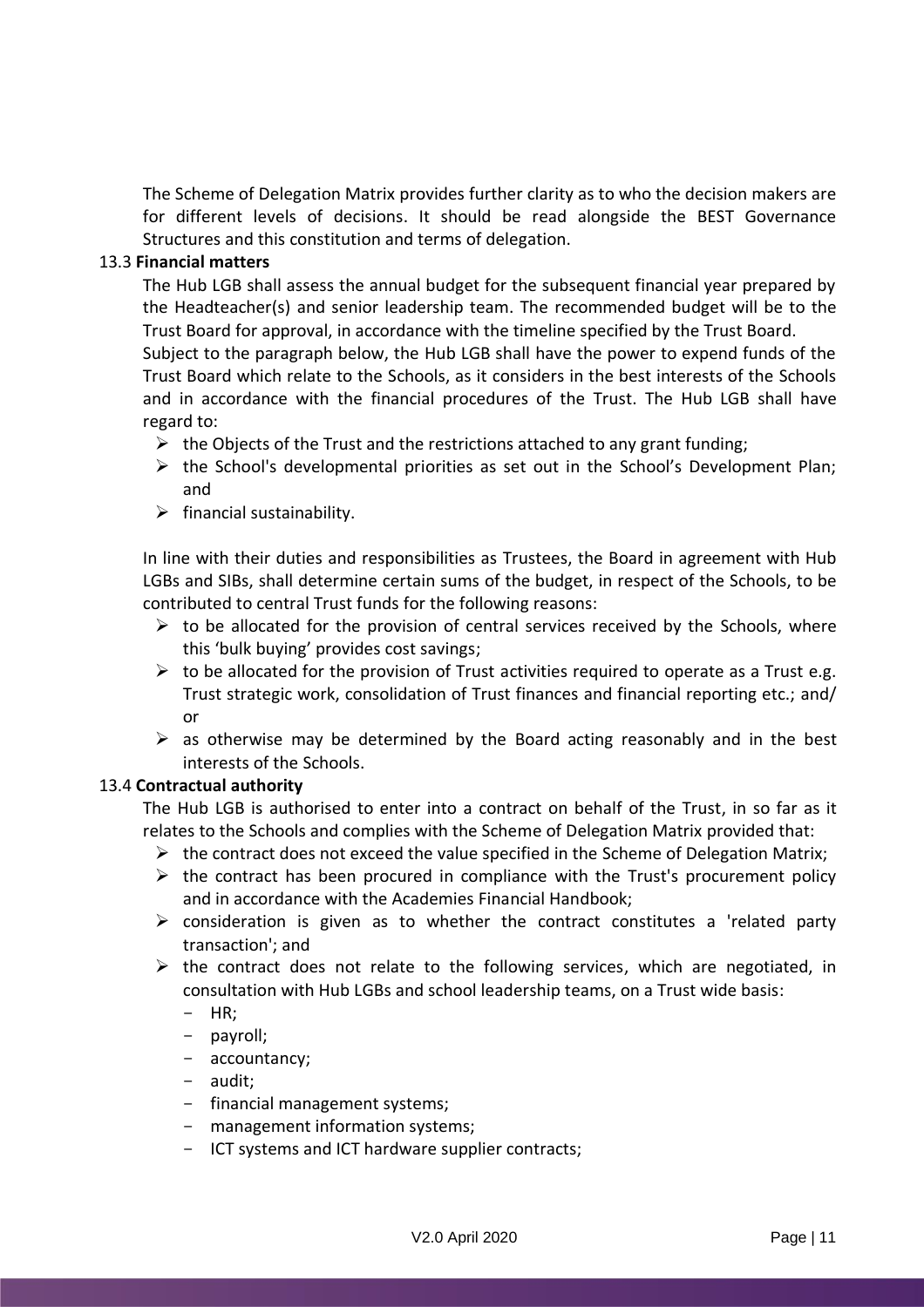The Scheme of Delegation Matrix provides further clarity as to who the decision makers are for different levels of decisions. It should be read alongside the BEST Governance Structures and this constitution and terms of delegation.

### 13.3 **Financial matters**

The Hub LGB shall assess the annual budget for the subsequent financial year prepared by the Headteacher(s) and senior leadership team. The recommended budget will be to the Trust Board for approval, in accordance with the timeline specified by the Trust Board.

Subject to the paragraph below, the Hub LGB shall have the power to expend funds of the Trust Board which relate to the Schools, as it considers in the best interests of the Schools and in accordance with the financial procedures of the Trust. The Hub LGB shall have regard to:

- the Objects of the Trust and the restrictions attached to any grant funding;
- the School's developmental priorities as set out in the School's Development Plan; and
- financial sustainability.

In line with their duties and responsibilities as Trustees, the Board in agreement with Hub LGBs and SIBs, shall determine certain sums of the budget, in respect of the Schools, to be contributed to central Trust funds for the following reasons:

- to be allocated for the provision of central services received by the Schools, where this 'bulk buying' provides cost savings;
- to be allocated for the provision of Trust activities required to operate as a Trust e.g. Trust strategic work, consolidation of Trust finances and financial reporting etc.; and/ or
- as otherwise may be determined by the Board acting reasonably and in the best interests of the Schools.

### 13.4 **Contractual authority**

The Hub LGB is authorised to enter into a contract on behalf of the Trust, in so far as it relates to the Schools and complies with the Scheme of Delegation Matrix provided that:

- the contract does not exceed the value specified in the Scheme of Delegation Matrix;
- the contract has been procured in compliance with the Trust's procurement policy and in accordance with the Academies Financial Handbook;
- consideration is given as to whether the contract constitutes a 'related party transaction'; and
- the contract does not relate to the following services, which are negotiated, in consultation with Hub LGBs and school leadership teams, on a Trust wide basis:
  - HR;
  - payroll;
  - accountancy;
  - audit;
  - financial management systems;
  - management information systems;
  - ICT systems and ICT hardware supplier contracts;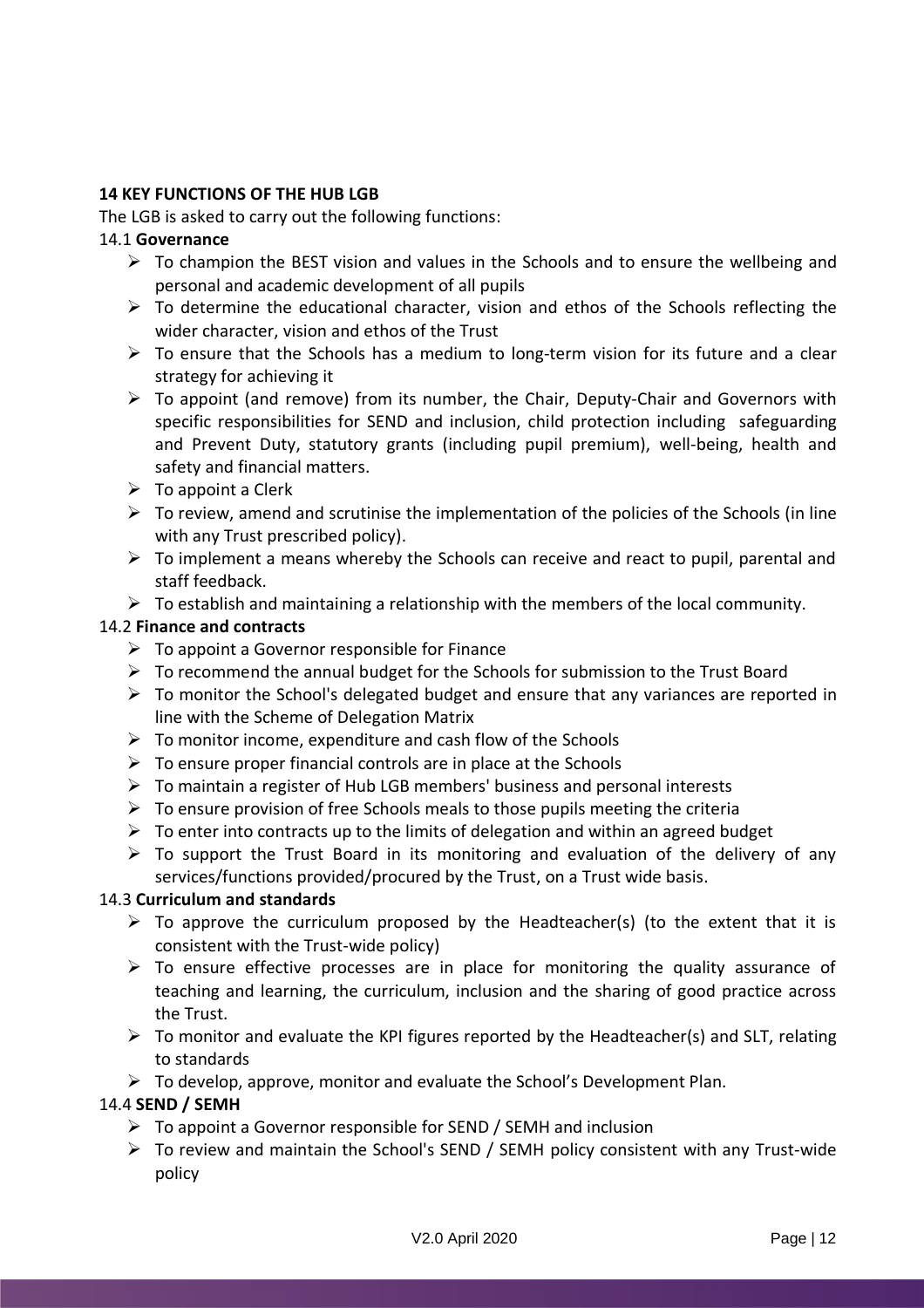**14 KEY FUNCTIONS OF THE HUB LGB**

The LGB is asked to carry out the following functions:

14.1 **Governance**

- To champion the BEST vision and values in the Schools and to ensure the wellbeing and personal and academic development of all pupils
- To determine the educational character, vision and ethos of the Schools reflecting the wider character, vision and ethos of the Trust
- To ensure that the Schools has a medium to long-term vision for its future and a clear strategy for achieving it
- To appoint (and remove) from its number, the Chair, Deputy-Chair and Governors with specific responsibilities for SEND and inclusion, child protection including safeguarding and Prevent Duty, statutory grants (including pupil premium), well-being, health and safety and financial matters.
- To appoint a Clerk
- To review, amend and scrutinise the implementation of the policies of the Schools (in line with any Trust prescribed policy).
- To implement a means whereby the Schools can receive and react to pupil, parental and staff feedback.
- To establish and maintaining a relationship with the members of the local community.

14.2 **Finance and contracts**

- To appoint a Governor responsible for Finance
- To recommend the annual budget for the Schools for submission to the Trust Board
- To monitor the School's delegated budget and ensure that any variances are reported in line with the Scheme of Delegation Matrix
- To monitor income, expenditure and cash flow of the Schools
- To ensure proper financial controls are in place at the Schools
- To maintain a register of Hub LGB members' business and personal interests
- To ensure provision of free Schools meals to those pupils meeting the criteria
- To enter into contracts up to the limits of delegation and within an agreed budget
- To support the Trust Board in its monitoring and evaluation of the delivery of any services/functions provided/procured by the Trust, on a Trust wide basis.

14.3 **Curriculum and standards**

- To approve the curriculum proposed by the Headteacher(s) (to the extent that it is consistent with the Trust-wide policy)
- To ensure effective processes are in place for monitoring the quality assurance of teaching and learning, the curriculum, inclusion and the sharing of good practice across the Trust.
- To monitor and evaluate the KPI figures reported by the Headteacher(s) and SLT, relating to standards
- To develop, approve, monitor and evaluate the School's Development Plan.

14.4 **SEND / SEMH**

- To appoint a Governor responsible for SEND / SEMH and inclusion
- To review and maintain the School's SEND / SEMH policy consistent with any Trust-wide policy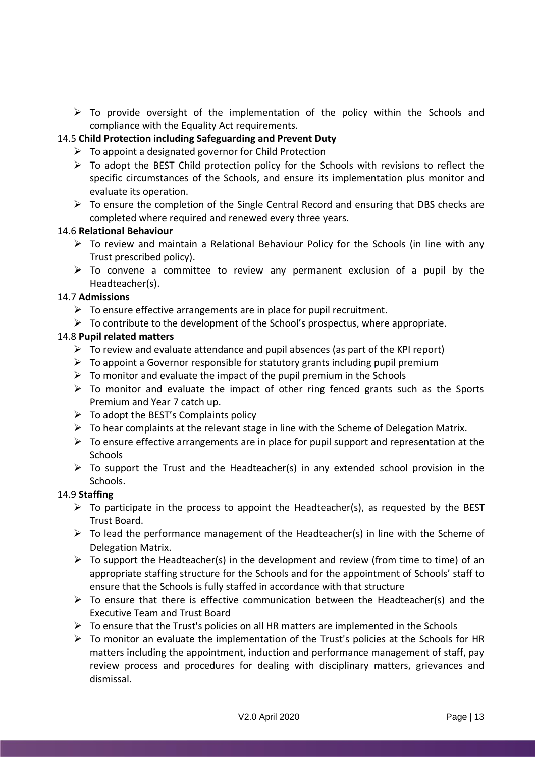- To provide oversight of the implementation of the policy within the Schools and compliance with the Equality Act requirements.

14.5 **Child Protection including Safeguarding and Prevent Duty**

- To appoint a designated governor for Child Protection
- To adopt the BEST Child protection policy for the Schools with revisions to reflect the specific circumstances of the Schools, and ensure its implementation plus monitor and evaluate its operation.
- To ensure the completion of the Single Central Record and ensuring that DBS checks are completed where required and renewed every three years.

14.6 **Relational Behaviour**

- To review and maintain a Relational Behaviour Policy for the Schools (in line with any Trust prescribed policy).
- To convene a committee to review any permanent exclusion of a pupil by the Headteacher(s).

14.7 **Admissions**

- To ensure effective arrangements are in place for pupil recruitment.
- To contribute to the development of the School's prospectus, where appropriate.

14.8 **Pupil related matters**

- To review and evaluate attendance and pupil absences (as part of the KPI report)
- To appoint a Governor responsible for statutory grants including pupil premium
- To monitor and evaluate the impact of the pupil premium in the Schools
- To monitor and evaluate the impact of other ring fenced grants such as the Sports Premium and Year 7 catch up.
- To adopt the BEST's Complaints policy
- To hear complaints at the relevant stage in line with the Scheme of Delegation Matrix.
- To ensure effective arrangements are in place for pupil support and representation at the Schools
- To support the Trust and the Headteacher(s) in any extended school provision in the Schools.

14.9 **Staffing**

- To participate in the process to appoint the Headteacher(s), as requested by the BEST Trust Board.
- To lead the performance management of the Headteacher(s) in line with the Scheme of Delegation Matrix.
- To support the Headteacher(s) in the development and review (from time to time) of an appropriate staffing structure for the Schools and for the appointment of Schools' staff to ensure that the Schools is fully staffed in accordance with that structure
- To ensure that there is effective communication between the Headteacher(s) and the Executive Team and Trust Board
- To ensure that the Trust's policies on all HR matters are implemented in the Schools
- To monitor an evaluate the implementation of the Trust's policies at the Schools for HR matters including the appointment, induction and performance management of staff, pay review process and procedures for dealing with disciplinary matters, grievances and dismissal.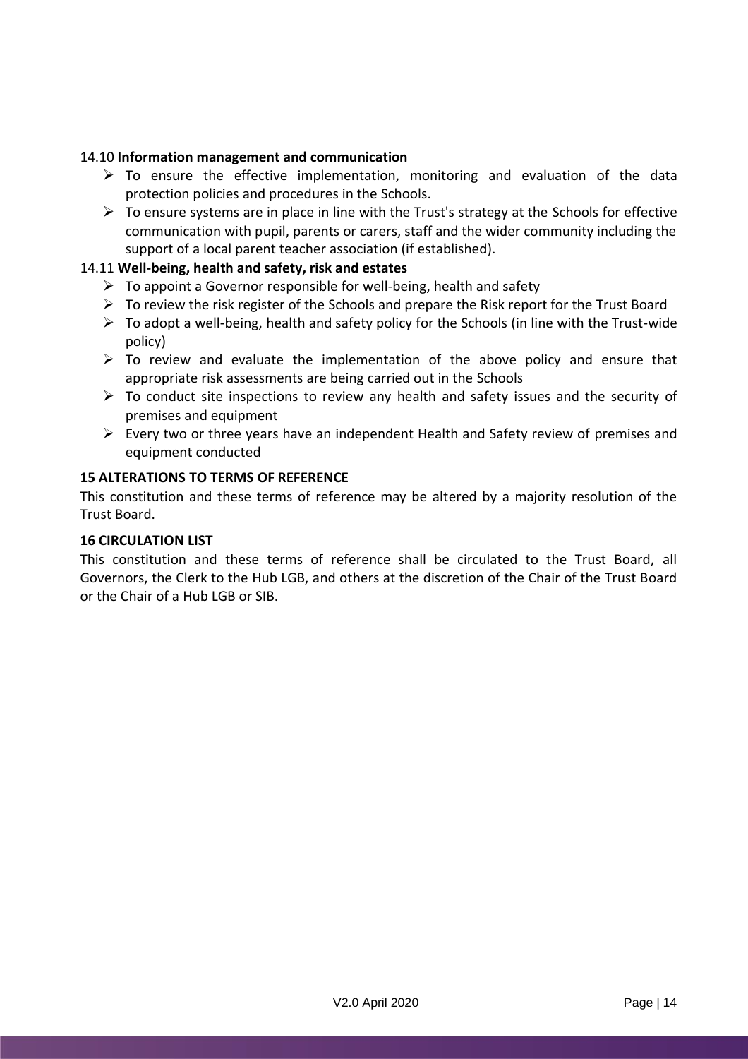14.10 **Information management and communication**

- To ensure the effective implementation, monitoring and evaluation of the data protection policies and procedures in the Schools.
- To ensure systems are in place in line with the Trust's strategy at the Schools for effective communication with pupil, parents or carers, staff and the wider community including the support of a local parent teacher association (if established).

14.11 **Well-being, health and safety, risk and estates**

- To appoint a Governor responsible for well-being, health and safety
- To review the risk register of the Schools and prepare the Risk report for the Trust Board
- To adopt a well-being, health and safety policy for the Schools (in line with the Trust-wide policy)
- To review and evaluate the implementation of the above policy and ensure that appropriate risk assessments are being carried out in the Schools
- To conduct site inspections to review any health and safety issues and the security of premises and equipment
- Every two or three years have an independent Health and Safety review of premises and equipment conducted

**15 ALTERATIONS TO TERMS OF REFERENCE**

This constitution and these terms of reference may be altered by a majority resolution of the Trust Board.

**16 CIRCULATION LIST**

This constitution and these terms of reference shall be circulated to the Trust Board, all Governors, the Clerk to the Hub LGB, and others at the discretion of the Chair of the Trust Board or the Chair of a Hub LGB or SIB.